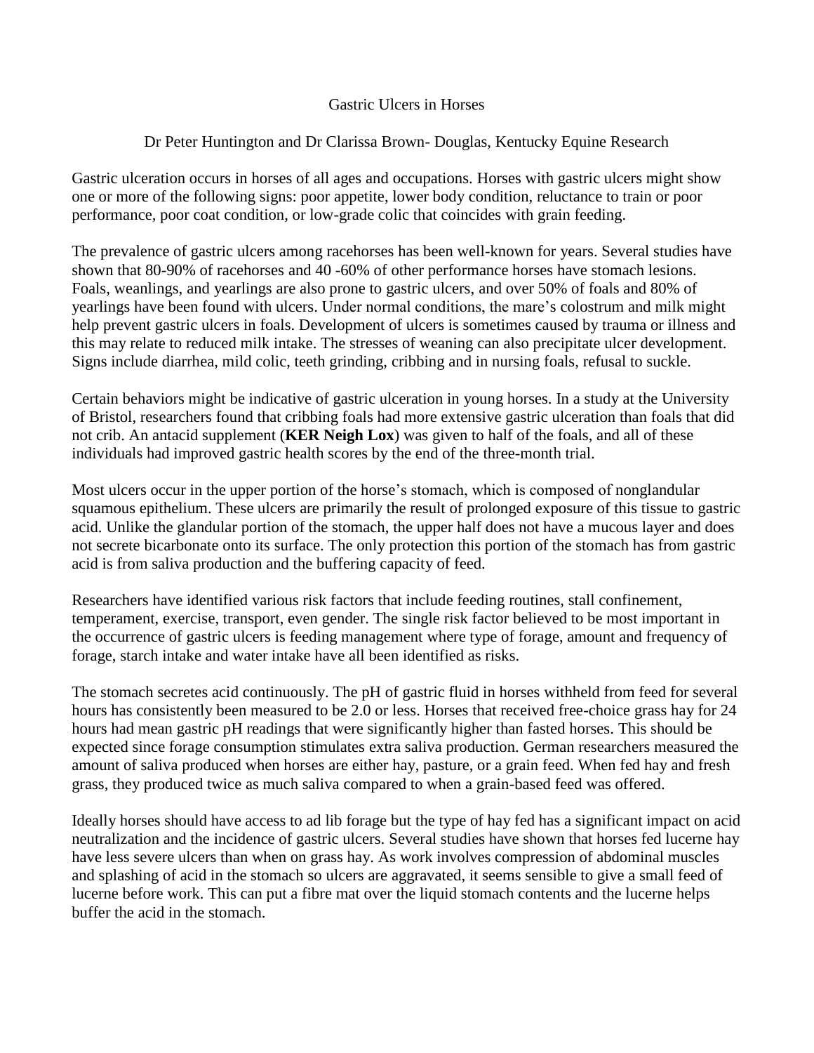# Gastric Ulcers in Horses

Dr Peter Huntington and Dr Clarissa Brown- Douglas, Kentucky Equine Research

Gastric ulceration occurs in horses of all ages and occupations. Horses with gastric ulcers might show one or more of the following signs: poor appetite, lower body condition, reluctance to train or poor performance, poor coat condition, or low-grade colic that coincides with grain feeding.

The prevalence of gastric ulcers among racehorses has been well-known for years. Several studies have shown that 80-90% of racehorses and 40 -60% of other performance horses have stomach lesions. Foals, weanlings, and yearlings are also prone to gastric ulcers, and over 50% of foals and 80% of yearlings have been found with ulcers. Under normal conditions, the mare's colostrum and milk might help prevent gastric ulcers in foals. Development of ulcers is sometimes caused by trauma or illness and this may relate to reduced milk intake. The stresses of weaning can also precipitate ulcer development. Signs include diarrhea, mild colic, teeth grinding, cribbing and in nursing foals, refusal to suckle.

Certain behaviors might be indicative of gastric ulceration in young horses. In a study at the University of Bristol, researchers found that cribbing foals had more extensive gastric ulceration than foals that did not crib. An antacid supplement (**KER Neigh Lox**) was given to half of the foals, and all of these individuals had improved gastric health scores by the end of the three-month trial.

Most ulcers occur in the upper portion of the horse's stomach, which is composed of nonglandular squamous epithelium. These ulcers are primarily the result of prolonged exposure of this tissue to gastric acid. Unlike the glandular portion of the stomach, the upper half does not have a mucous layer and does not secrete bicarbonate onto its surface. The only protection this portion of the stomach has from gastric acid is from saliva production and the buffering capacity of feed.

Researchers have identified various risk factors that include feeding routines, stall confinement, temperament, exercise, transport, even gender. The single risk factor believed to be most important in the occurrence of gastric ulcers is feeding management where type of forage, amount and frequency of forage, starch intake and water intake have all been identified as risks.

The stomach secretes acid continuously. The pH of gastric fluid in horses withheld from feed for several hours has consistently been measured to be 2.0 or less. Horses that received free-choice grass hay for 24 hours had mean gastric pH readings that were significantly higher than fasted horses. This should be expected since forage consumption stimulates extra saliva production. German researchers measured the amount of saliva produced when horses are either hay, pasture, or a grain feed. When fed hay and fresh grass, they produced twice as much saliva compared to when a grain-based feed was offered.

Ideally horses should have access to ad lib forage but the type of hay fed has a significant impact on acid neutralization and the incidence of gastric ulcers. Several studies have shown that horses fed lucerne hay have less severe ulcers than when on grass hay. As work involves compression of abdominal muscles and splashing of acid in the stomach so ulcers are aggravated, it seems sensible to give a small feed of lucerne before work. This can put a fibre mat over the liquid stomach contents and the lucerne helps buffer the acid in the stomach.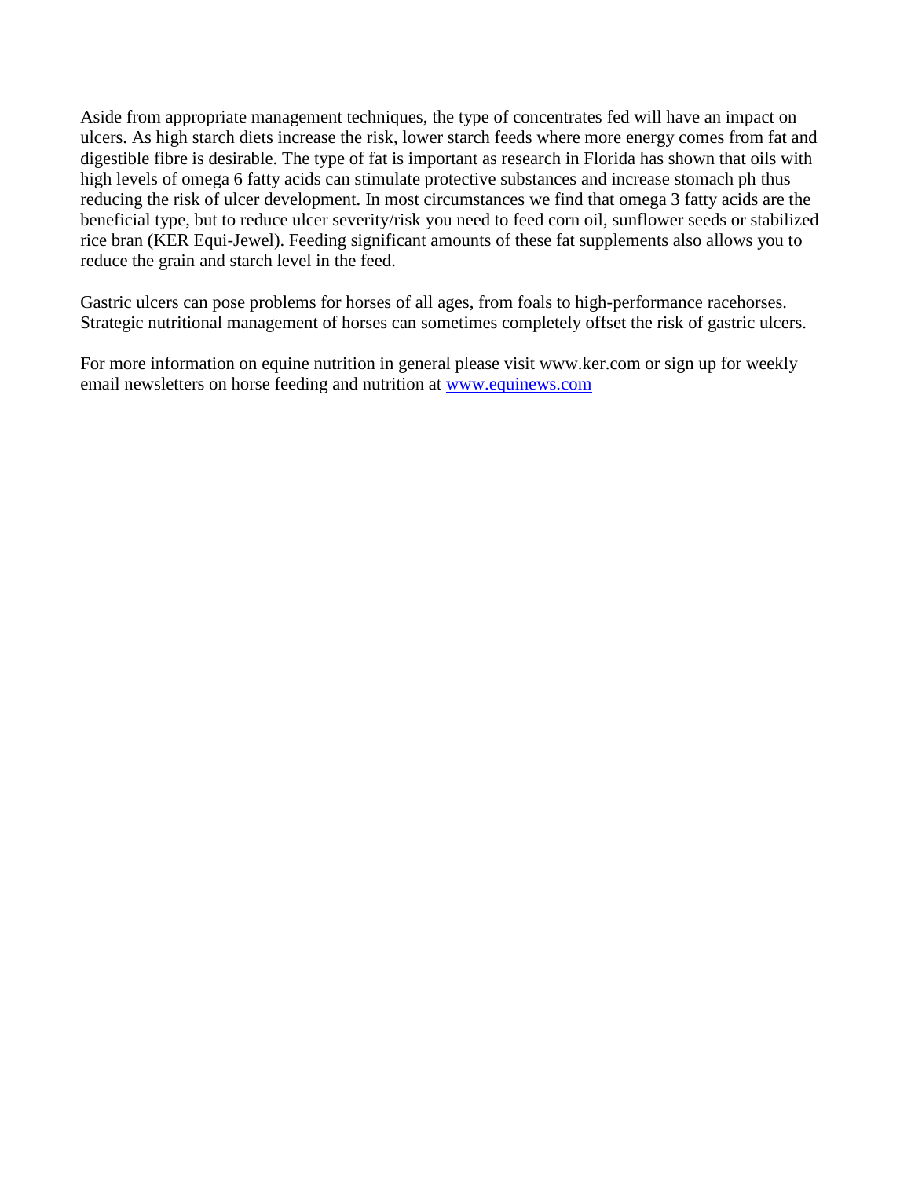Aside from appropriate management techniques, the type of concentrates fed will have an impact on ulcers. As high starch diets increase the risk, lower starch feeds where more energy comes from fat and digestible fibre is desirable. The type of fat is important as research in Florida has shown that oils with high levels of omega 6 fatty acids can stimulate protective substances and increase stomach ph thus reducing the risk of ulcer development. In most circumstances we find that omega 3 fatty acids are the beneficial type, but to reduce ulcer severity/risk you need to feed corn oil, sunflower seeds or stabilized rice bran (KER Equi-Jewel). Feeding significant amounts of these fat supplements also allows you to reduce the grain and starch level in the feed.

Gastric ulcers can pose problems for horses of all ages, from foals to high-performance racehorses. Strategic nutritional management of horses can sometimes completely offset the risk of gastric ulcers.

For more information on equine nutrition in general please visit www.ker.com or sign up for weekly email newsletters on horse feeding and nutrition at [www.equinews.com](http://www.equinews.com)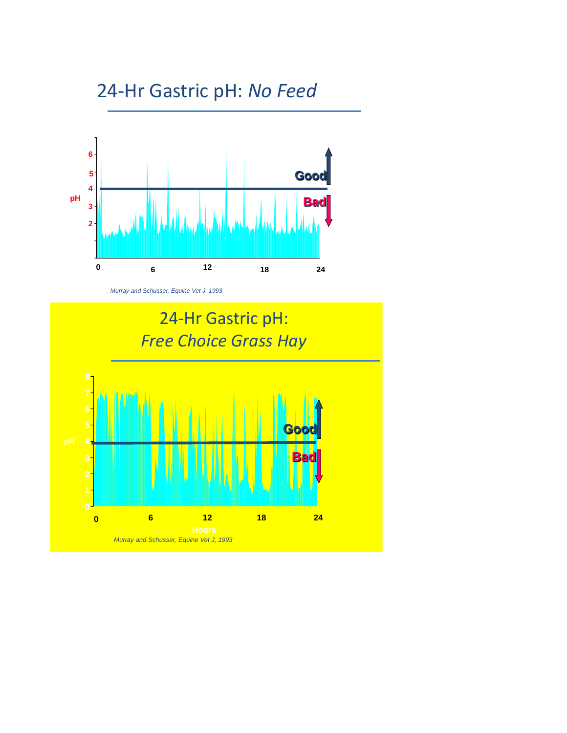## 24-Hr Gastric pH: *No Feed*

pH

6
5
4
3
2

0
6
12
18
24

Good

Bad

*Murray and Schusser, Equine Vet J, 1993*

## 24-Hr Gastric pH: *Free Choice Grass Hay*

pH

8
7
6
5
4
3
2
1
0

0
6
12
18
24

Hours

Good

Bad

*Murray and Schusser, Equine Vet J, 1993*